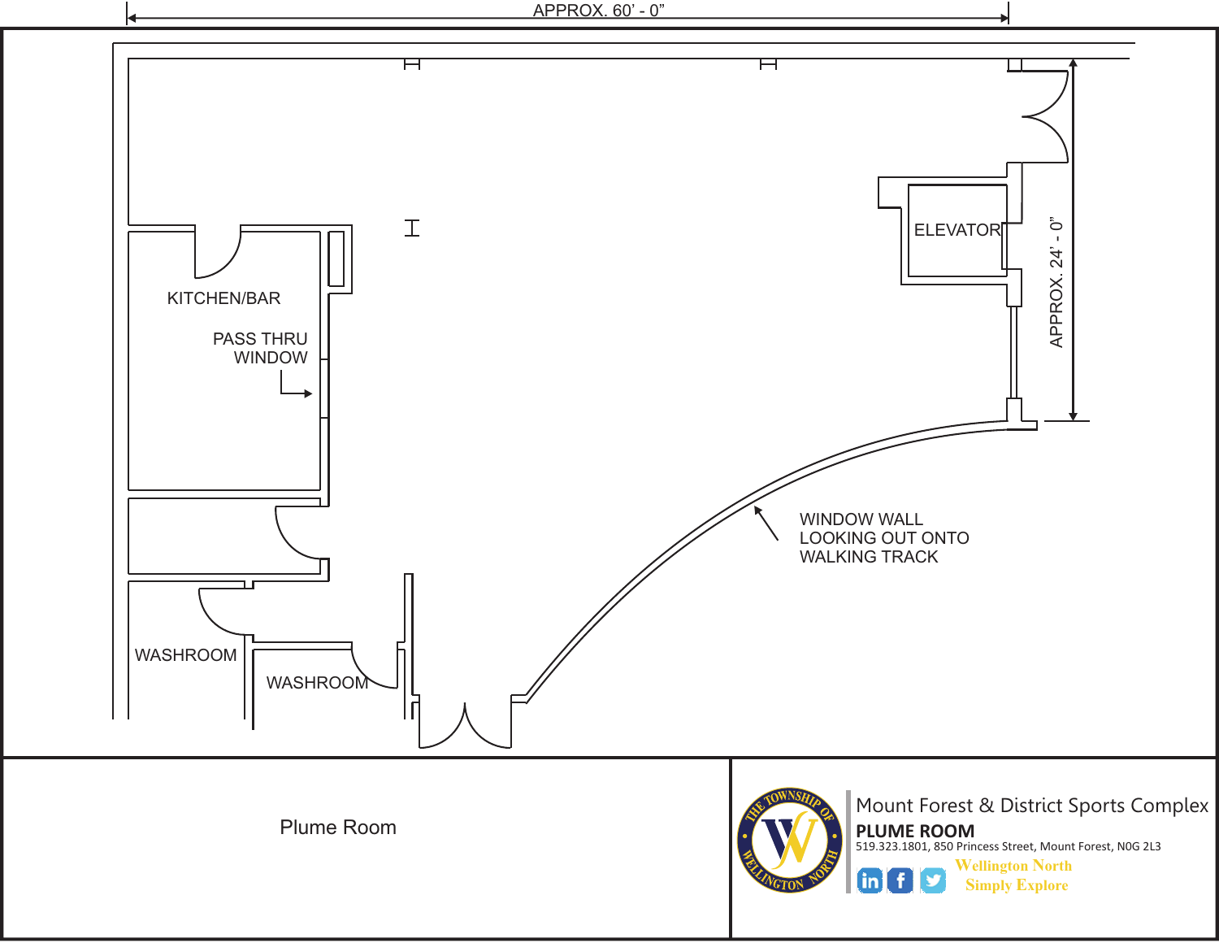APPROX. 60' - 0"

APPROX. 24' - 0"

KITCHEN/BAR

PASS THRU WINDOW

ELEVATOR

WINDOW WALL LOOKING OUT ONTO WALKING TRACK

WASHROOM

WASHROOM

Plume Room

Mount Forest & District Sports Complex

**PLUME ROOM**

519.323.1801, 850 Princess Street, Mount Forest, N0G 2L3

THE TOWNSHIP OF WELLINGTON NORTH

Wellington North

Simply Explore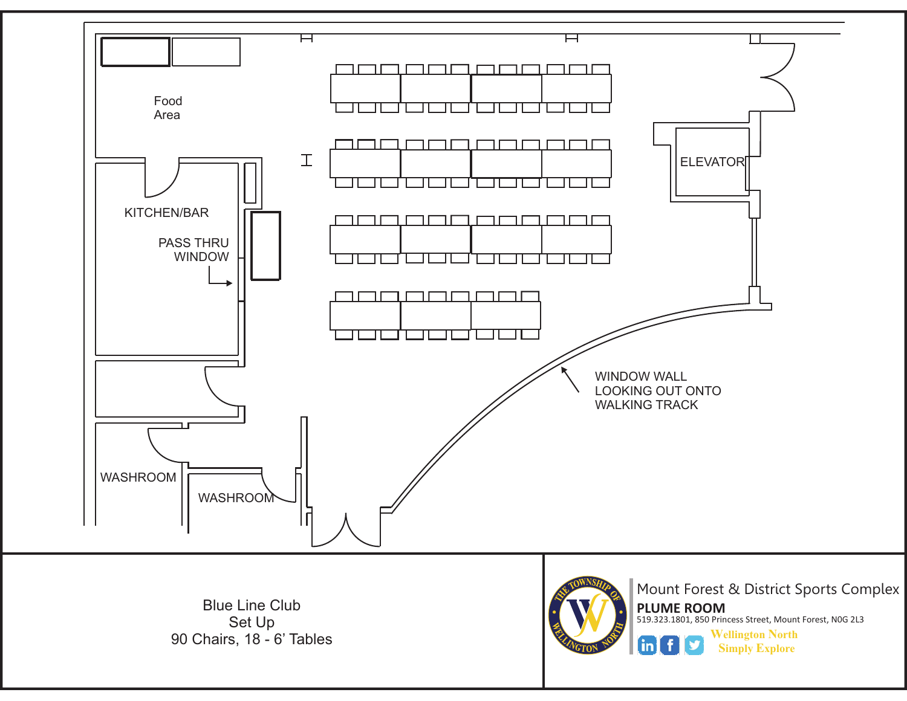Food Area

KITCHEN/BAR

PASS THRU WINDOW

ELEVATOR

WINDOW WALL LOOKING OUT ONTO WALKING TRACK

WASHROOM

WASHROOM

Blue Line Club
Set Up
90 Chairs, 18 - 6' Tables

Mount Forest & District Sports Complex

**PLUME ROOM**

519.323.1801, 850 Princess Street, Mount Forest, N0G 2L3

Wellington North
Simply Explore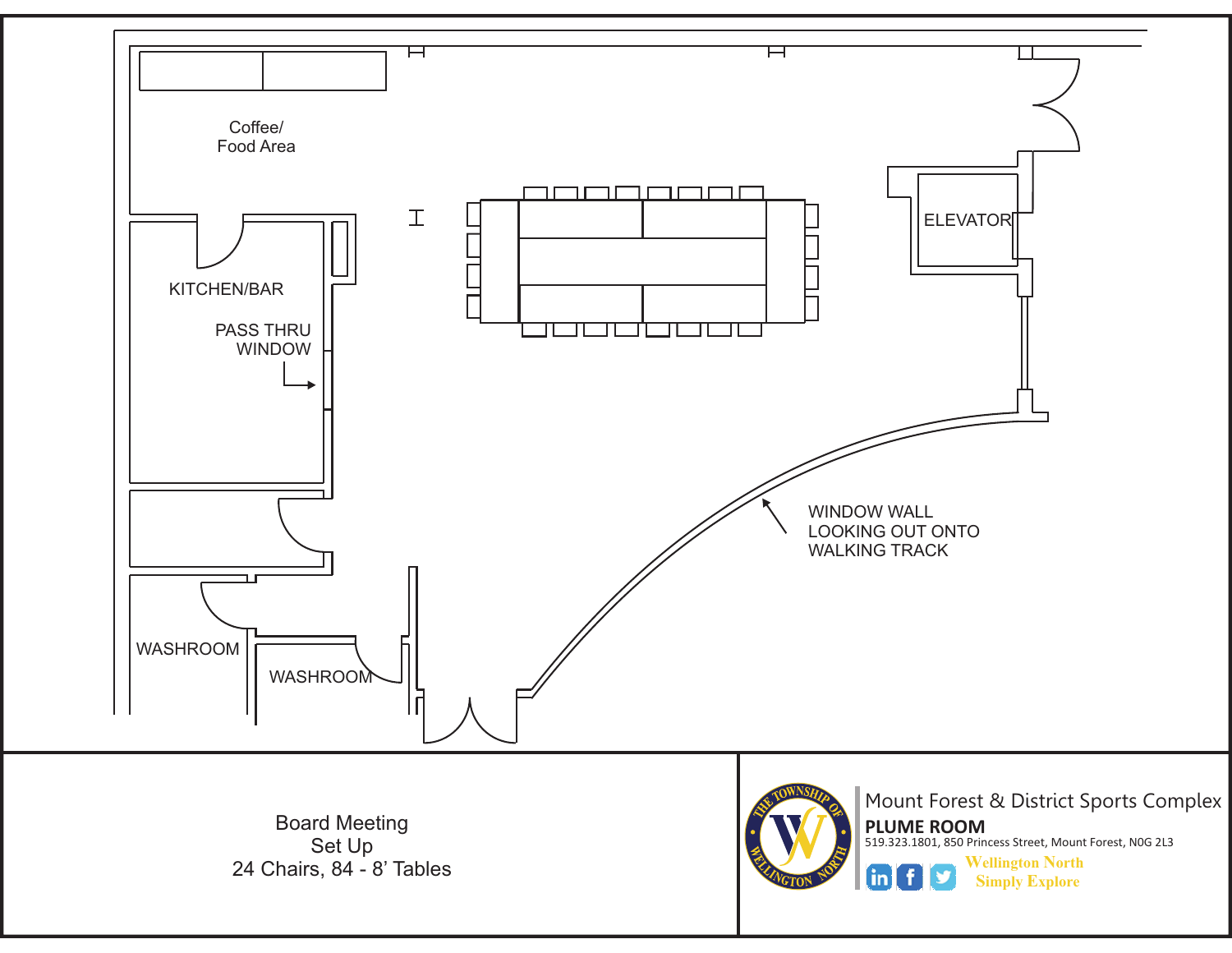Coffee/
Food Area

KITCHEN/BAR

PASS THRU
WINDOW

ELEVATOR

WINDOW WALL
LOOKING OUT ONTO
WALKING TRACK

WASHROOM

WASHROOM

Board Meeting
Set Up
24 Chairs, 84 - 8' Tables

Mount Forest & District Sports Complex

**PLUME ROOM**

519.323.1801, 850 Princess Street, Mount Forest, N0G 2L3

Wellington North
Simply Explore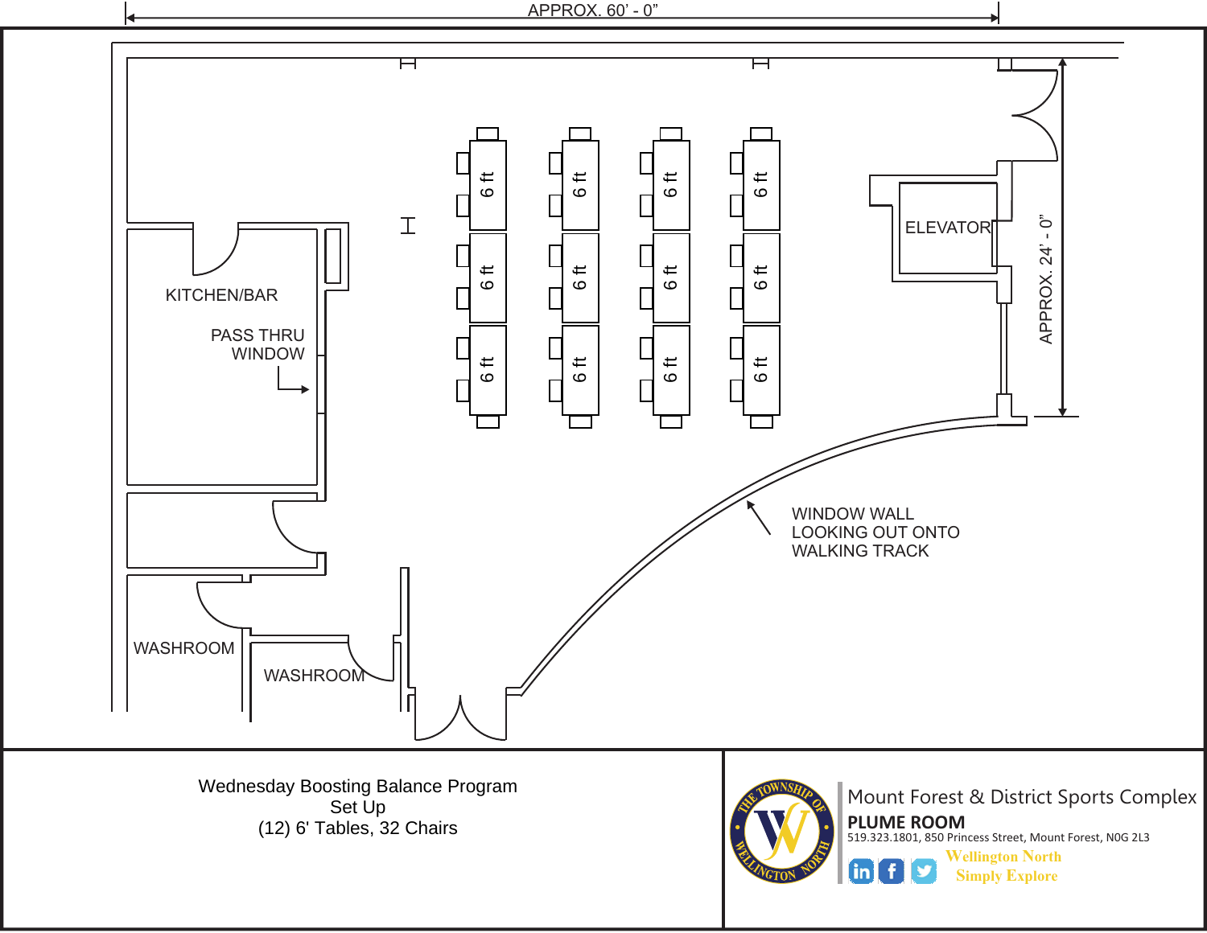APPROX. 60' - 0"

APPROX. 24' - 0"

ELEVATOR

KITCHEN/BAR

PASS THRU
WINDOW

WASHROOM

WASHROOM

WINDOW WALL
LOOKING OUT ONTO
WALKING TRACK

6 ft 6 ft 6 ft 6 ft
6 ft 6 ft 6 ft 6 ft
6 ft 6 ft 6 ft 6 ft

Wednesday Boosting Balance Program
Set Up
(12) 6' Tables, 32 Chairs

THE TOWNSHIP OF WELLINGTON NORTH

Mount Forest & District Sports Complex

**PLUME ROOM**

519.323.1801, 850 Princess Street, Mount Forest, N0G 2L3

Wellington North
Simply Explore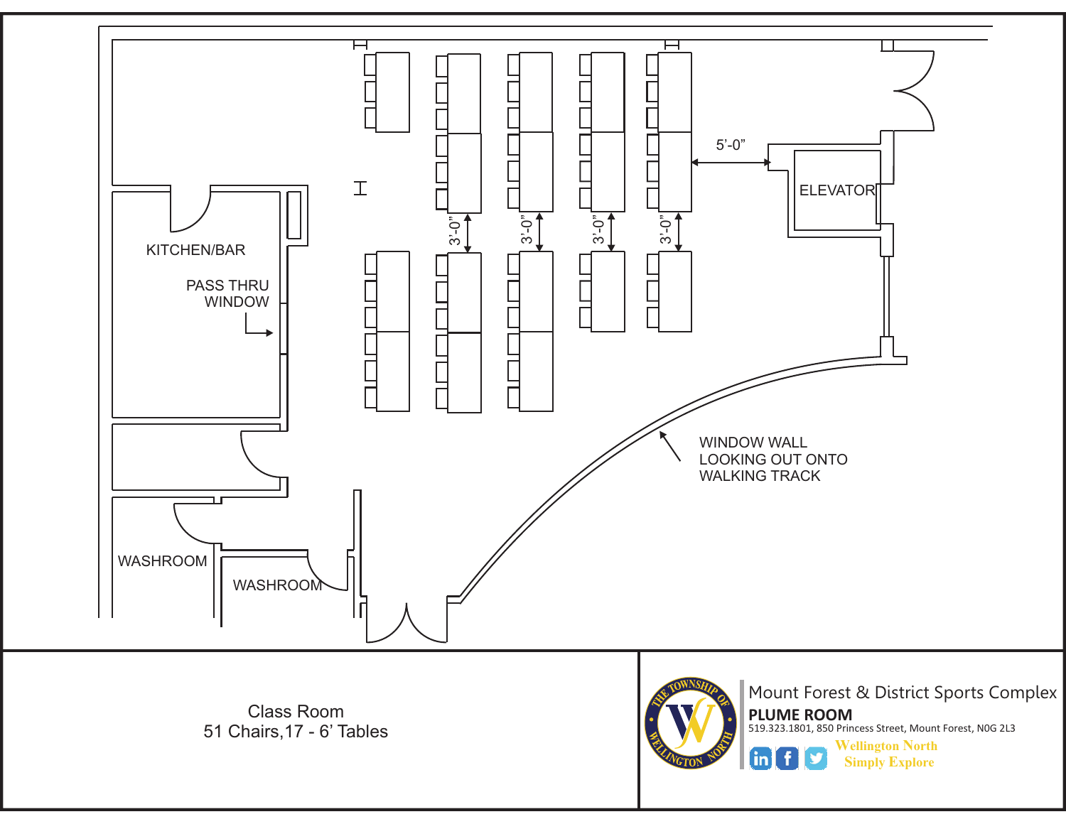KITCHEN/BAR

PASS THRU WINDOW

ELEVATOR

5'-0"

3'-0"

3'-0"

3'-0"

3'-0"

WINDOW WALL LOOKING OUT ONTO WALKING TRACK

WASHROOM

WASHROOM

Class Room
51 Chairs,17 - 6' Tables

Mount Forest & District Sports Complex

**PLUME ROOM**

519.323.1801, 850 Princess Street, Mount Forest, N0G 2L3

Wellington North
Simply Explore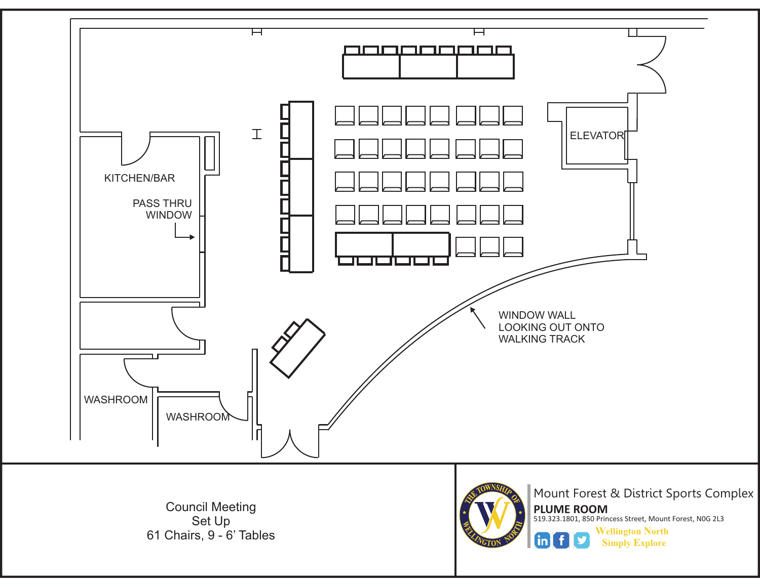KITCHEN/BAR

PASS THRU WINDOW

ELEVATOR

WINDOW WALL LOOKING OUT ONTO WALKING TRACK

WASHROOM

WASHROOM

Council Meeting
Set Up
61 Chairs, 9 - 6' Tables

Mount Forest & District Sports Complex

**PLUME ROOM**

519.323.1801, 850 Princess Street, Mount Forest, N0G 2L3

Wellington North
Simply Explore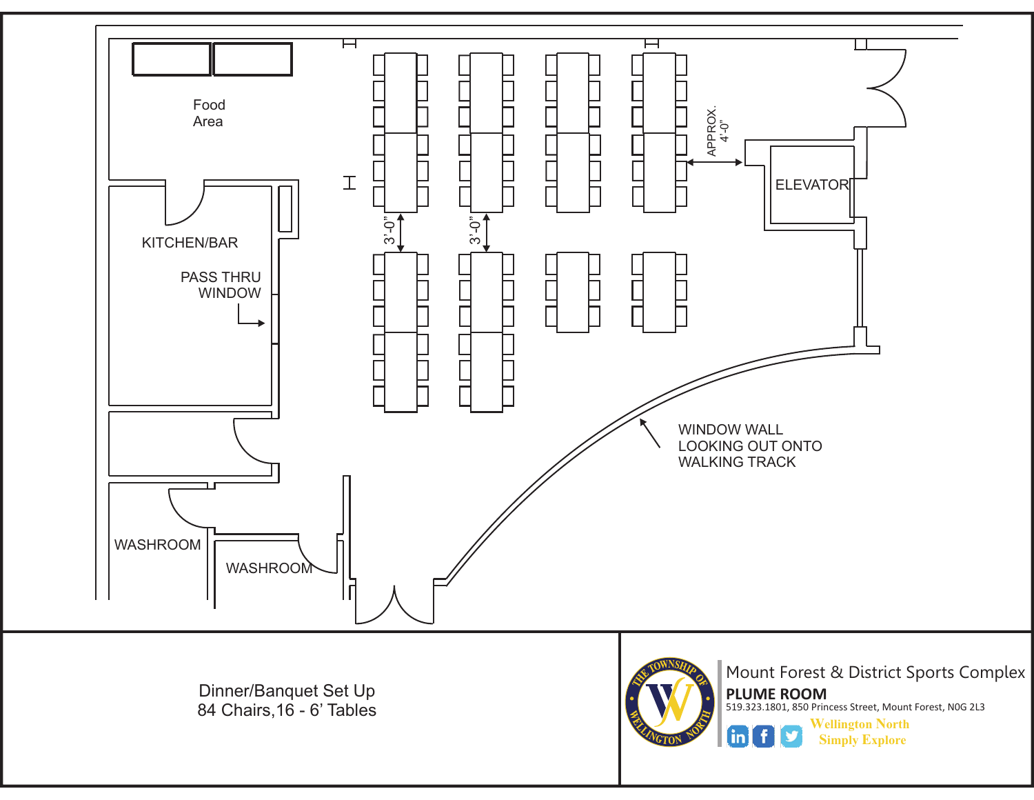Food
Area

KITCHEN/BAR

PASS THRU
WINDOW

WASHROOM

WASHROOM

3'-0"

3'-0"

APPROX.
4'-0"

ELEVATOR

WINDOW WALL
LOOKING OUT ONTO
WALKING TRACK

Dinner/Banquet Set Up
84 Chairs,16 - 6' Tables

Mount Forest & District Sports Complex

**PLUME ROOM**

519.323.1801, 850 Princess Street, Mount Forest, N0G 2L3

Wellington North
Simply Explore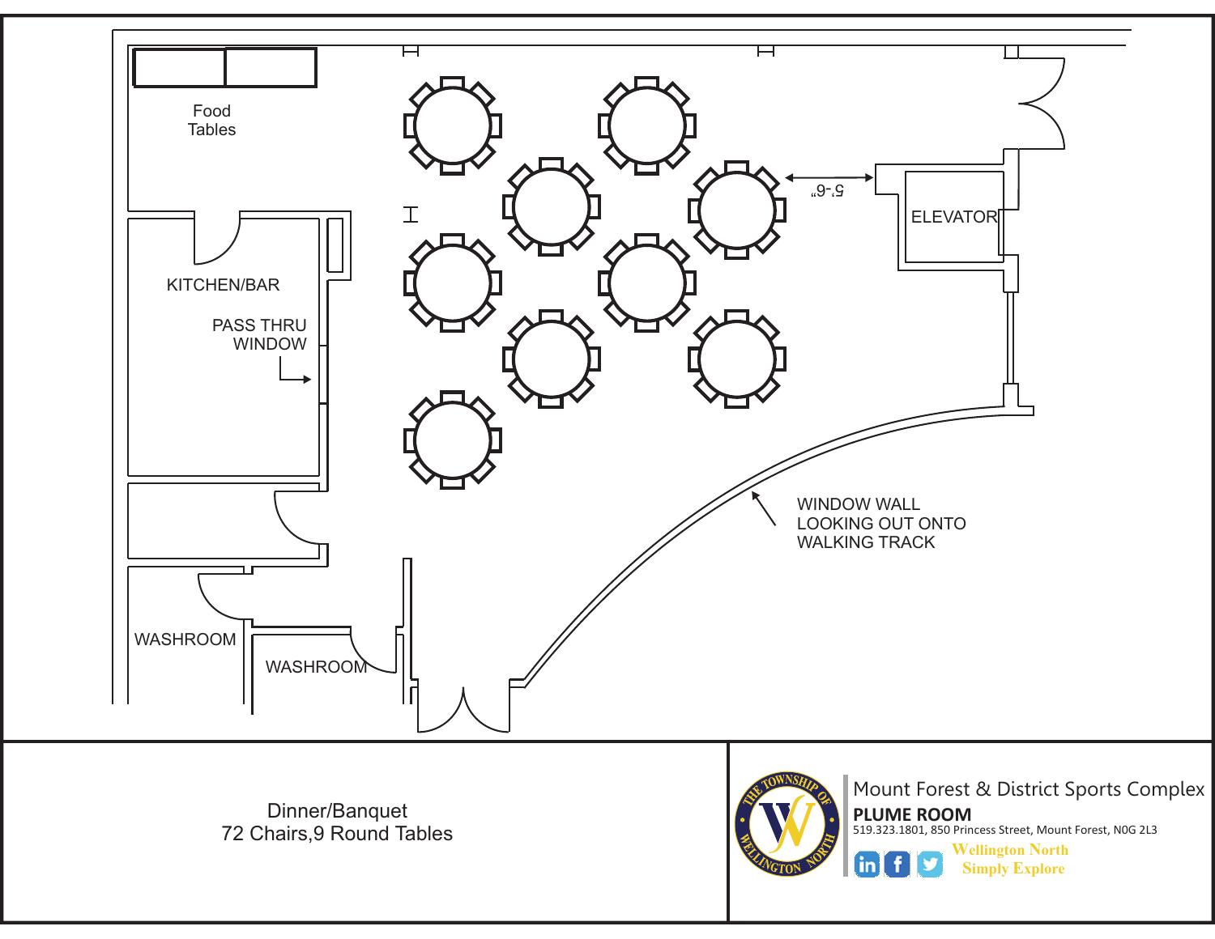Food Tables

KITCHEN/BAR

PASS THRU WINDOW

5'-6"

ELEVATOR

WINDOW WALL LOOKING OUT ONTO WALKING TRACK

WASHROOM

WASHROOM

Dinner/Banquet
72 Chairs,9 Round Tables

Mount Forest & District Sports Complex

**PLUME ROOM**

519.323.1801, 850 Princess Street, Mount Forest, N0G 2L3

Wellington North
Simply Explore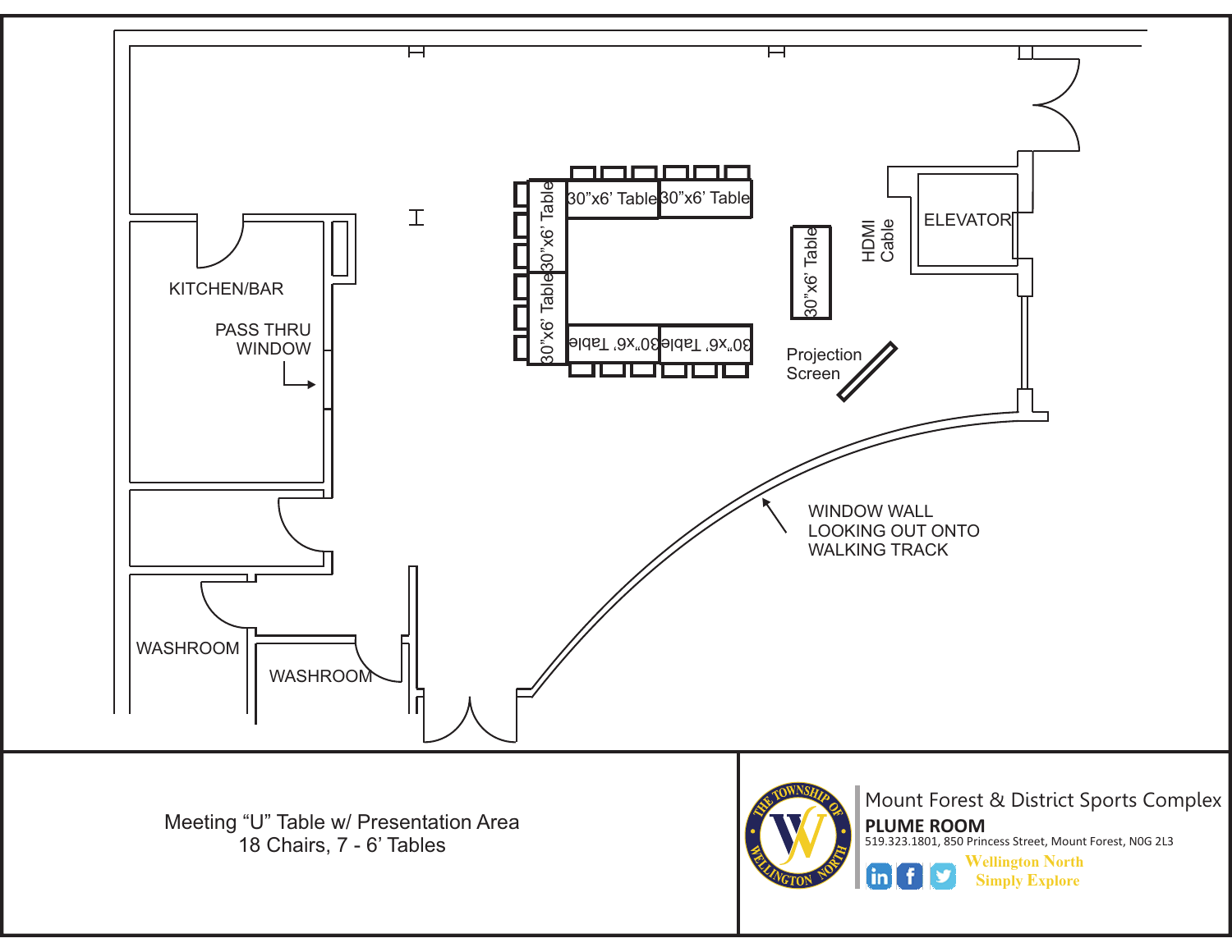KITCHEN/BAR

PASS THRU WINDOW

WASHROOM

WASHROOM

30"x6' Table

30"x6' Table

30"x6' Table

30"x6' Table

30"x6' Table

30"x6' Table

30"x6' Table

HDMI Cable

ELEVATOR

Projection Screen

WINDOW WALL LOOKING OUT ONTO WALKING TRACK

Meeting "U" Table w/ Presentation Area
18 Chairs, 7 - 6' Tables

Mount Forest & District Sports Complex

**PLUME ROOM**

519.323.1801, 850 Princess Street, Mount Forest, N0G 2L3

Wellington North
Simply Explore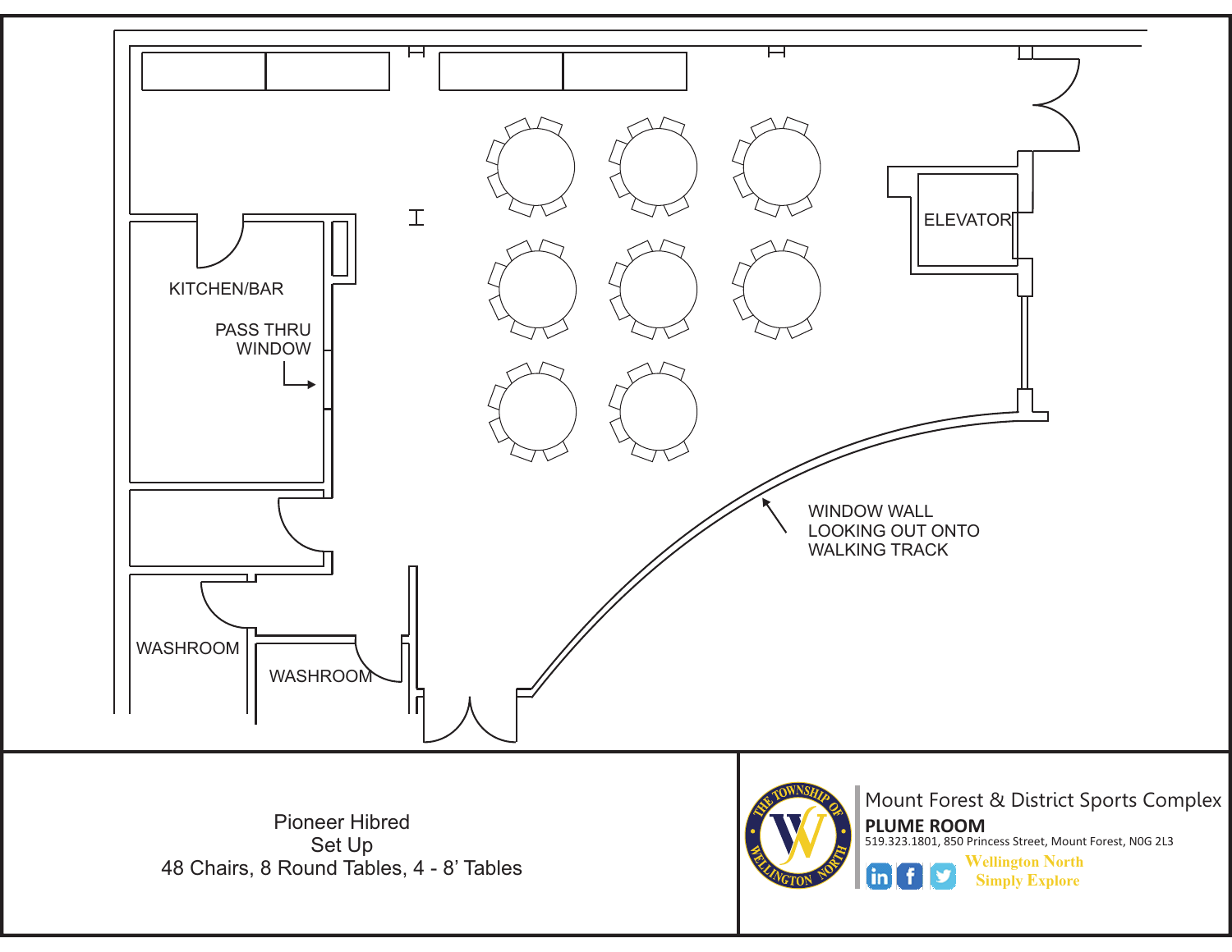KITCHEN/BAR

PASS THRU WINDOW

ELEVATOR

WINDOW WALL LOOKING OUT ONTO WALKING TRACK

WASHROOM

WASHROOM

Pioneer Hibred
Set Up
48 Chairs, 8 Round Tables, 4 - 8' Tables

Mount Forest & District Sports Complex

**PLUME ROOM**

519.323.1801, 850 Princess Street, Mount Forest, N0G 2L3

Wellington North
Simply Explore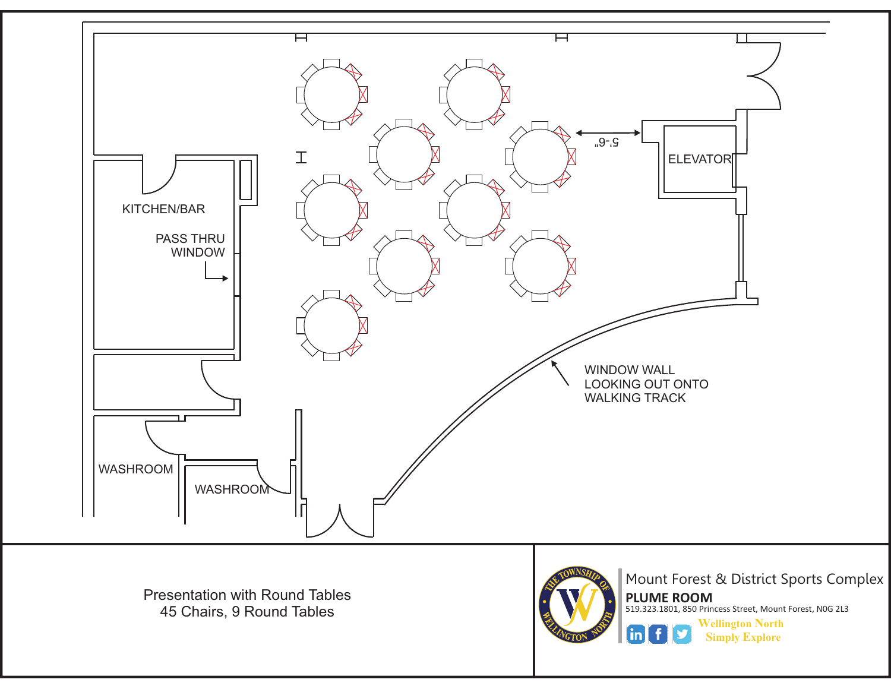KITCHEN/BAR

PASS THRU WINDOW

ELEVATOR

5'-6"

WINDOW WALL LOOKING OUT ONTO WALKING TRACK

WASHROOM

WASHROOM

Presentation with Round Tables
45 Chairs, 9 Round Tables

Mount Forest & District Sports Complex

**PLUME ROOM**

519.323.1801, 850 Princess Street, Mount Forest, N0G 2L3

Wellington North
Simply Explore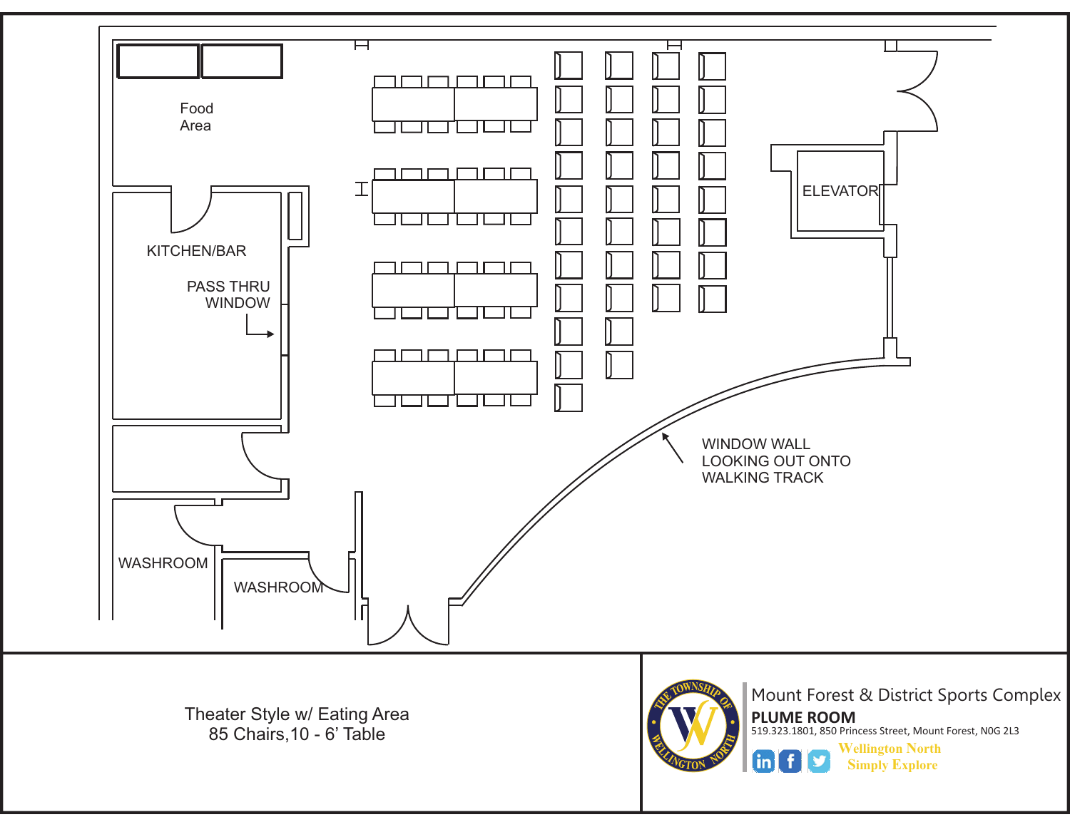Food Area

KITCHEN/BAR

PASS THRU WINDOW

ELEVATOR

WINDOW WALL LOOKING OUT ONTO WALKING TRACK

WASHROOM

WASHROOM

Theater Style w/ Eating Area
85 Chairs,10 - 6' Table

Mount Forest & District Sports Complex

**PLUME ROOM**

519.323.1801, 850 Princess Street, Mount Forest, N0G 2L3

Wellington North
Simply Explore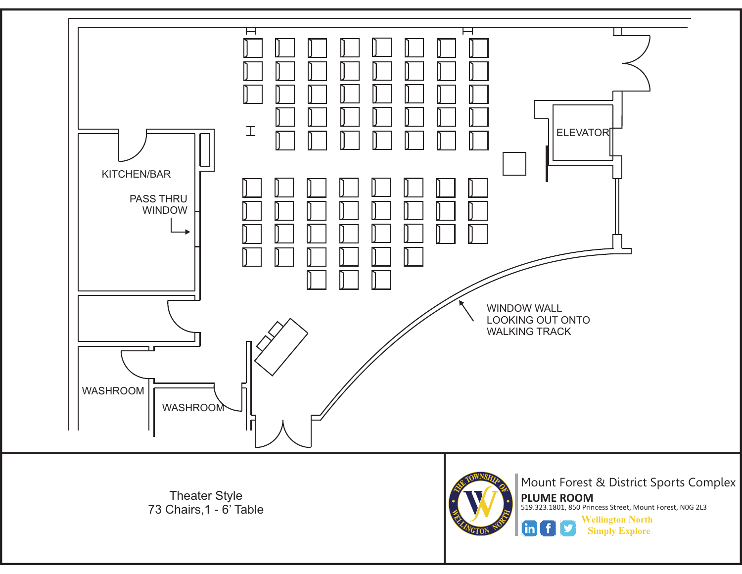KITCHEN/BAR

PASS THRU WINDOW

ELEVATOR

WINDOW WALL LOOKING OUT ONTO WALKING TRACK

WASHROOM

WASHROOM

Theater Style
73 Chairs,1 - 6' Table

Mount Forest & District Sports Complex

**PLUME ROOM**

519.323.1801, 850 Princess Street, Mount Forest, N0G 2L3

Wellington North
Simply Explore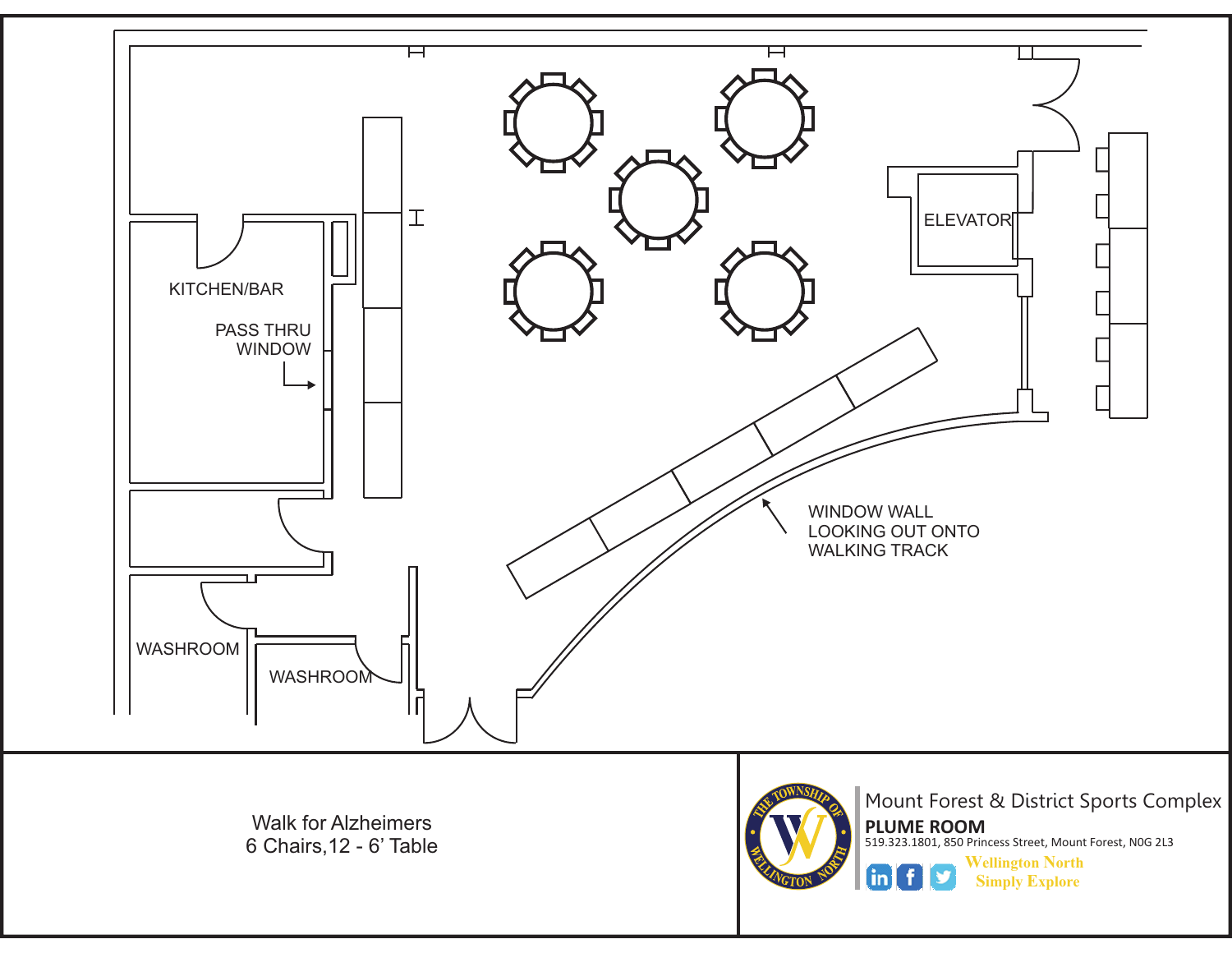KITCHEN/BAR

PASS THRU WINDOW

ELEVATOR

WINDOW WALL LOOKING OUT ONTO WALKING TRACK

WASHROOM

WASHROOM

Walk for Alzheimers
6 Chairs,12 - 6' Table

Mount Forest & District Sports Complex

**PLUME ROOM**

519.323.1801, 850 Princess Street, Mount Forest, N0G 2L3

Wellington North
Simply Explore